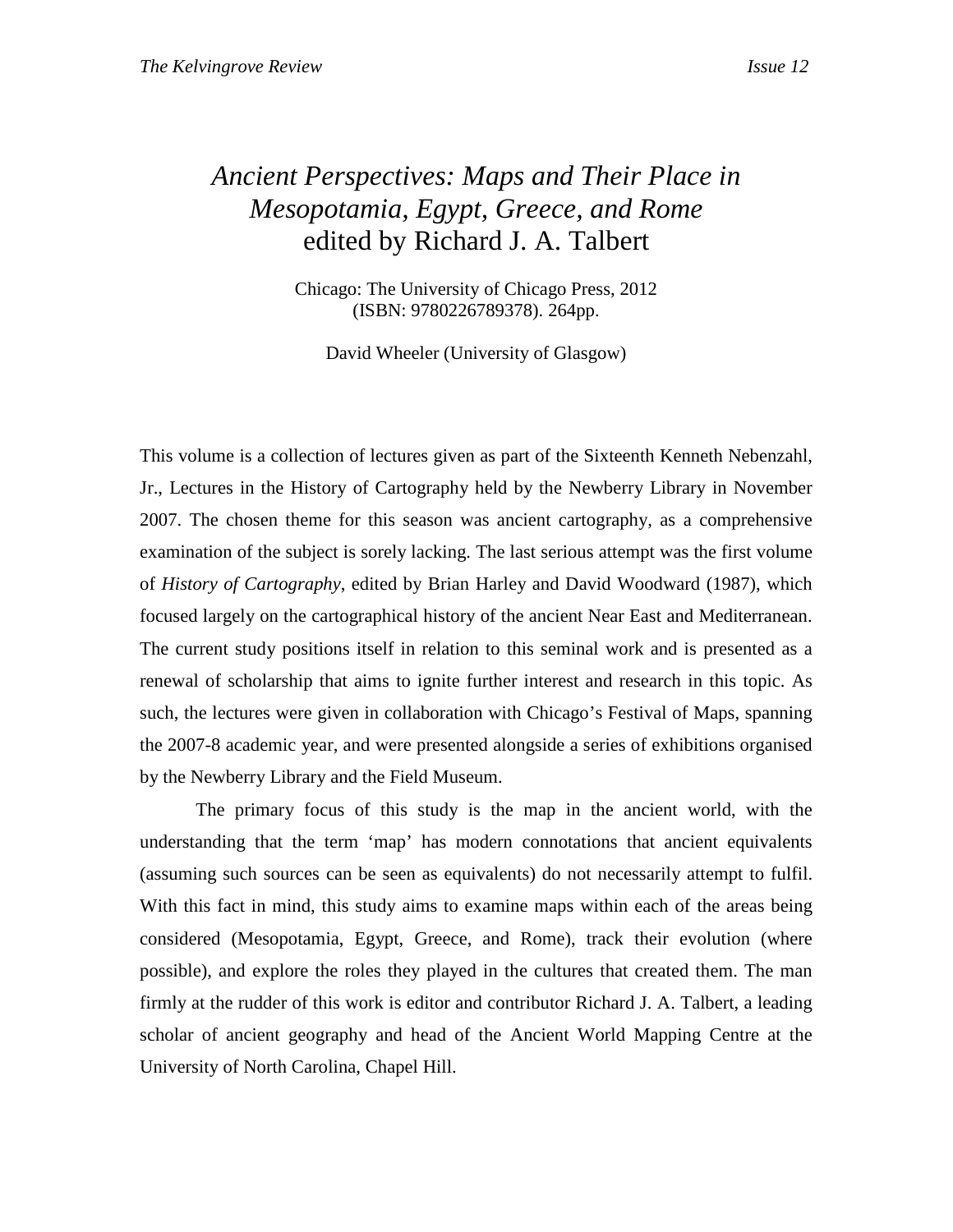# *Ancient Perspectives: Maps and Their Place in Mesopotamia, Egypt, Greece, and Rome* edited by Richard J. A. Talbert

Chicago: The University of Chicago Press, 2012
(ISBN: 9780226789378). 264pp.

David Wheeler (University of Glasgow)

This volume is a collection of lectures given as part of the Sixteenth Kenneth Nebenzahl, Jr., Lectures in the History of Cartography held by the Newberry Library in November 2007. The chosen theme for this season was ancient cartography, as a comprehensive examination of the subject is sorely lacking. The last serious attempt was the first volume of *History of Cartography*, edited by Brian Harley and David Woodward (1987), which focused largely on the cartographical history of the ancient Near East and Mediterranean. The current study positions itself in relation to this seminal work and is presented as a renewal of scholarship that aims to ignite further interest and research in this topic. As such, the lectures were given in collaboration with Chicago's Festival of Maps, spanning the 2007-8 academic year, and were presented alongside a series of exhibitions organised by the Newberry Library and the Field Museum.

The primary focus of this study is the map in the ancient world, with the understanding that the term 'map' has modern connotations that ancient equivalents (assuming such sources can be seen as equivalents) do not necessarily attempt to fulfil. With this fact in mind, this study aims to examine maps within each of the areas being considered (Mesopotamia, Egypt, Greece, and Rome), track their evolution (where possible), and explore the roles they played in the cultures that created them. The man firmly at the rudder of this work is editor and contributor Richard J. A. Talbert, a leading scholar of ancient geography and head of the Ancient World Mapping Centre at the University of North Carolina, Chapel Hill.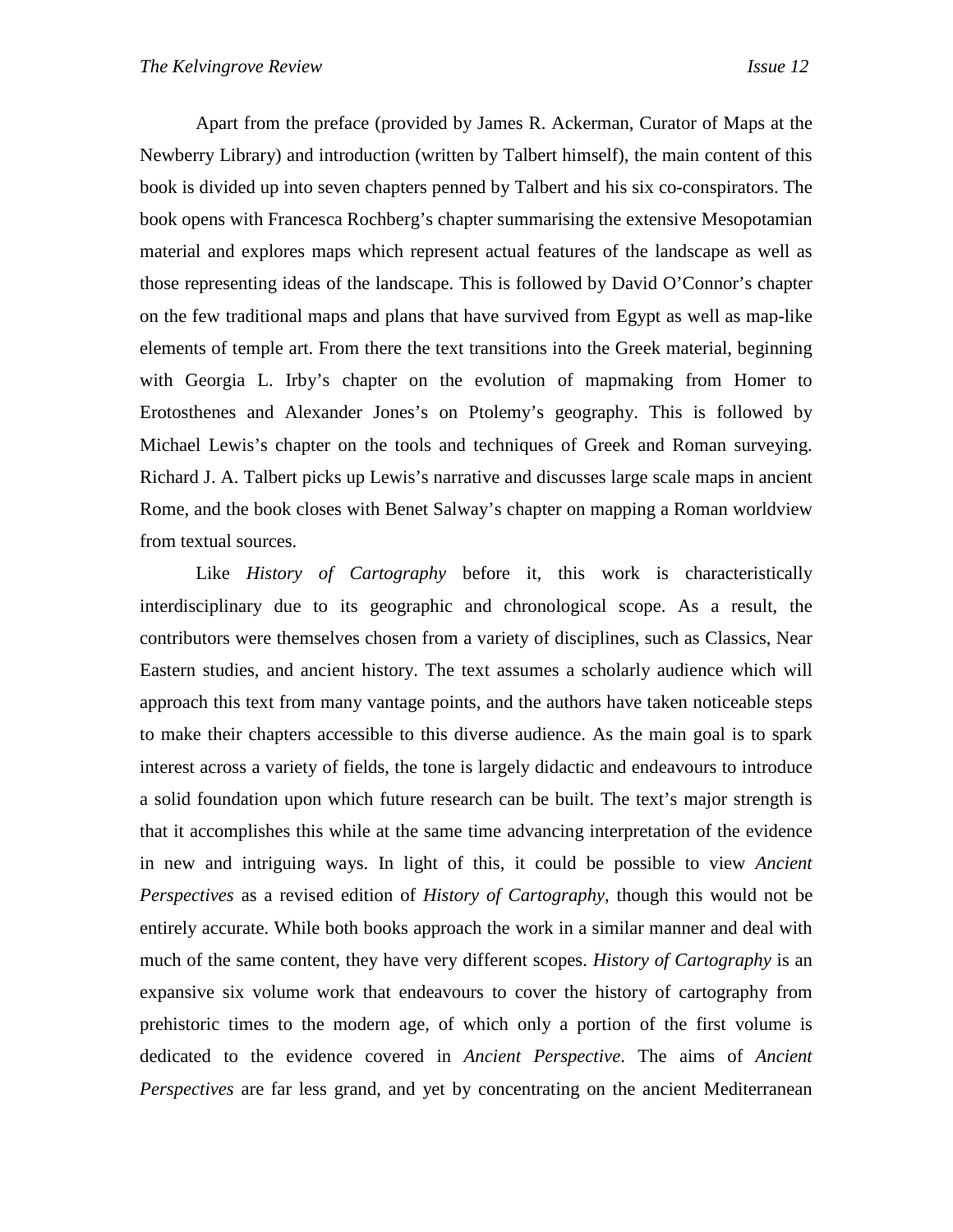Apart from the preface (provided by James R. Ackerman, Curator of Maps at the Newberry Library) and introduction (written by Talbert himself), the main content of this book is divided up into seven chapters penned by Talbert and his six co-conspirators. The book opens with Francesca Rochberg's chapter summarising the extensive Mesopotamian material and explores maps which represent actual features of the landscape as well as those representing ideas of the landscape. This is followed by David O'Connor's chapter on the few traditional maps and plans that have survived from Egypt as well as map-like elements of temple art. From there the text transitions into the Greek material, beginning with Georgia L. Irby's chapter on the evolution of mapmaking from Homer to Erotosthenes and Alexander Jones's on Ptolemy's geography. This is followed by Michael Lewis's chapter on the tools and techniques of Greek and Roman surveying. Richard J. A. Talbert picks up Lewis's narrative and discusses large scale maps in ancient Rome, and the book closes with Benet Salway's chapter on mapping a Roman worldview from textual sources.

Like *History of Cartography* before it, this work is characteristically interdisciplinary due to its geographic and chronological scope. As a result, the contributors were themselves chosen from a variety of disciplines, such as Classics, Near Eastern studies, and ancient history. The text assumes a scholarly audience which will approach this text from many vantage points, and the authors have taken noticeable steps to make their chapters accessible to this diverse audience. As the main goal is to spark interest across a variety of fields, the tone is largely didactic and endeavours to introduce a solid foundation upon which future research can be built. The text's major strength is that it accomplishes this while at the same time advancing interpretation of the evidence in new and intriguing ways. In light of this, it could be possible to view *Ancient Perspectives* as a revised edition of *History of Cartography*, though this would not be entirely accurate. While both books approach the work in a similar manner and deal with much of the same content, they have very different scopes. *History of Cartography* is an expansive six volume work that endeavours to cover the history of cartography from prehistoric times to the modern age, of which only a portion of the first volume is dedicated to the evidence covered in *Ancient Perspective*. The aims of *Ancient Perspectives* are far less grand, and yet by concentrating on the ancient Mediterranean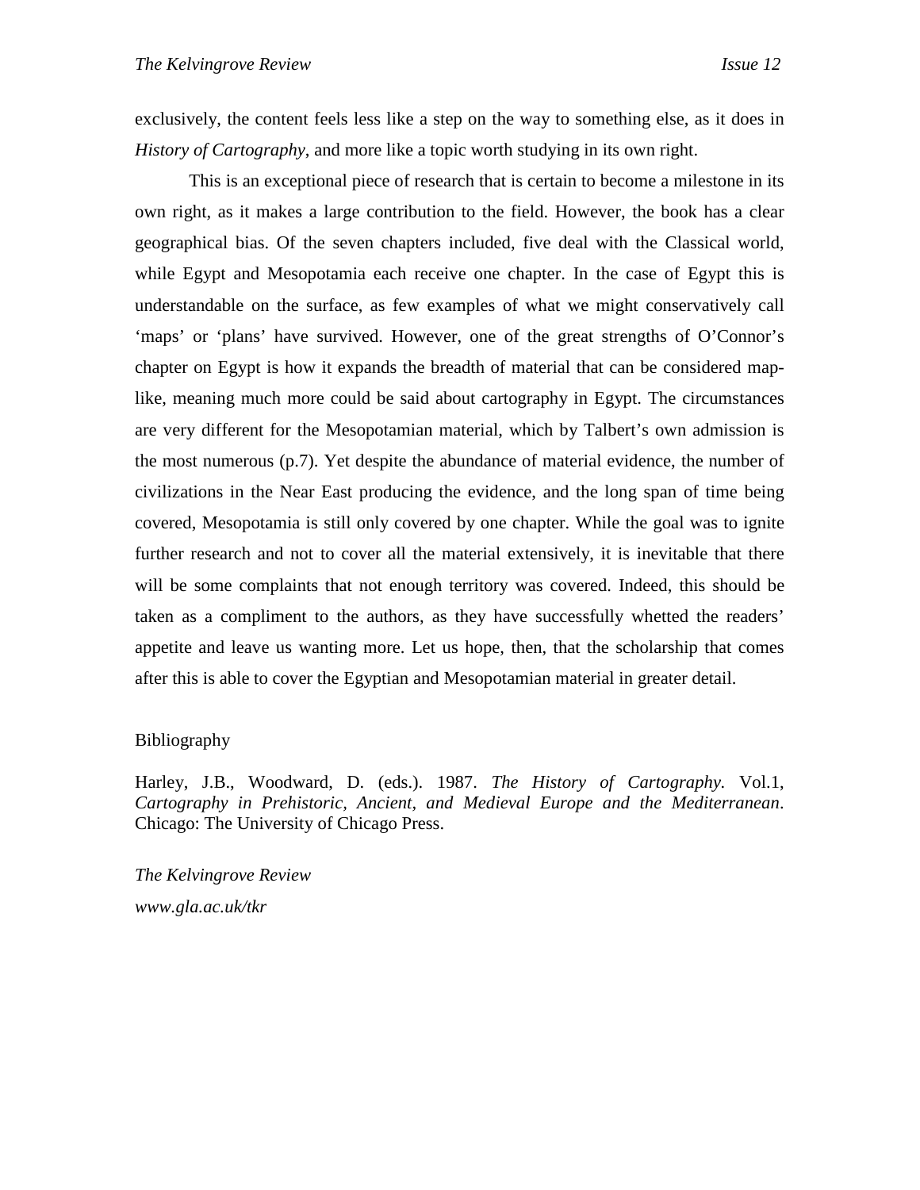exclusively, the content feels less like a step on the way to something else, as it does in *History of Cartography*, and more like a topic worth studying in its own right.

This is an exceptional piece of research that is certain to become a milestone in its own right, as it makes a large contribution to the field. However, the book has a clear geographical bias. Of the seven chapters included, five deal with the Classical world, while Egypt and Mesopotamia each receive one chapter. In the case of Egypt this is understandable on the surface, as few examples of what we might conservatively call 'maps' or 'plans' have survived. However, one of the great strengths of O'Connor's chapter on Egypt is how it expands the breadth of material that can be considered map-like, meaning much more could be said about cartography in Egypt. The circumstances are very different for the Mesopotamian material, which by Talbert's own admission is the most numerous (p.7). Yet despite the abundance of material evidence, the number of civilizations in the Near East producing the evidence, and the long span of time being covered, Mesopotamia is still only covered by one chapter. While the goal was to ignite further research and not to cover all the material extensively, it is inevitable that there will be some complaints that not enough territory was covered. Indeed, this should be taken as a compliment to the authors, as they have successfully whetted the readers' appetite and leave us wanting more. Let us hope, then, that the scholarship that comes after this is able to cover the Egyptian and Mesopotamian material in greater detail.

Bibliography

Harley, J.B., Woodward, D. (eds.). 1987. *The History of Cartography*. Vol.1, *Cartography in Prehistoric, Ancient, and Medieval Europe and the Mediterranean*. Chicago: The University of Chicago Press.

*The Kelvingrove Review*

*www.gla.ac.uk/tkr*